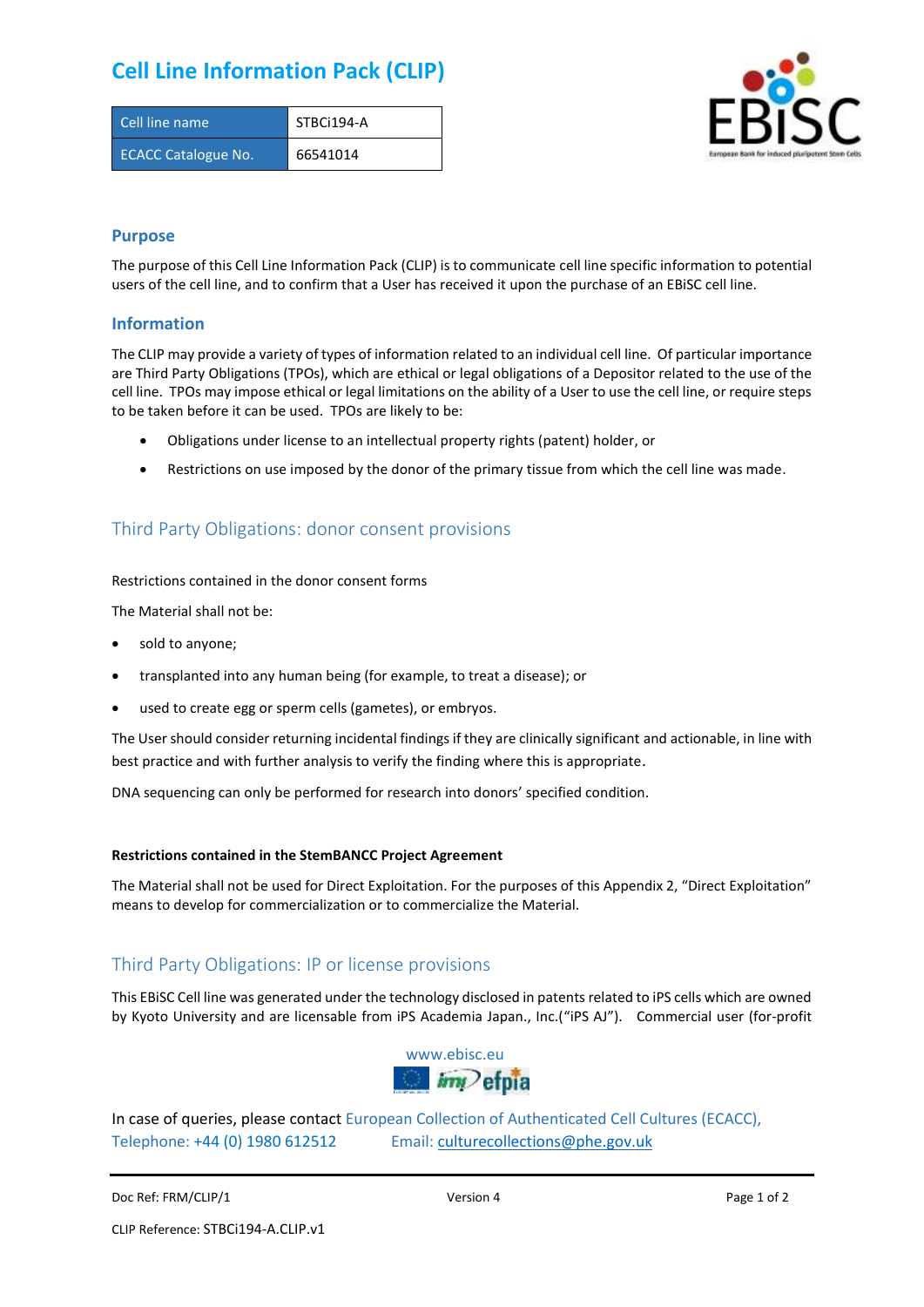# Cell Line Information Pack (CLIP)

| Cell line name | STBCi194-A |
|---|---|
| ECACC Catalogue No. | 66541014 |

## Purpose

The purpose of this Cell Line Information Pack (CLIP) is to communicate cell line specific information to potential users of the cell line, and to confirm that a User has received it upon the purchase of an EBiSC cell line.

## Information

The CLIP may provide a variety of types of information related to an individual cell line. Of particular importance are Third Party Obligations (TPOs), which are ethical or legal obligations of a Depositor related to the use of the cell line. TPOs may impose ethical or legal limitations on the ability of a User to use the cell line, or require steps to be taken before it can be used. TPOs are likely to be:

- Obligations under license to an intellectual property rights (patent) holder, or
- Restrictions on use imposed by the donor of the primary tissue from which the cell line was made.

## Third Party Obligations: donor consent provisions

Restrictions contained in the donor consent forms

The Material shall not be:

- sold to anyone;
- transplanted into any human being (for example, to treat a disease); or
- used to create egg or sperm cells (gametes), or embryos.

The User should consider returning incidental findings if they are clinically significant and actionable, in line with best practice and with further analysis to verify the finding where this is appropriate.

DNA sequencing can only be performed for research into donors' specified condition.

**Restrictions contained in the StemBANCC Project Agreement**

The Material shall not be used for Direct Exploitation. For the purposes of this Appendix 2, "Direct Exploitation" means to develop for commercialization or to commercialize the Material.

## Third Party Obligations: IP or license provisions

This EBiSC Cell line was generated under the technology disclosed in patents related to iPS cells which are owned by Kyoto University and are licensable from iPS Academia Japan., Inc.("iPS AJ"). Commercial user (for-profit

www.ebisc.eu

In case of queries, please contact European Collection of Authenticated Cell Cultures (ECACC), Telephone: +44 (0) 1980 612512 Email: culturecollections@phe.gov.uk

Doc Ref: FRM/CLIP/1 Version 4

CLIP Reference: STBCi194-A.CLIP.v1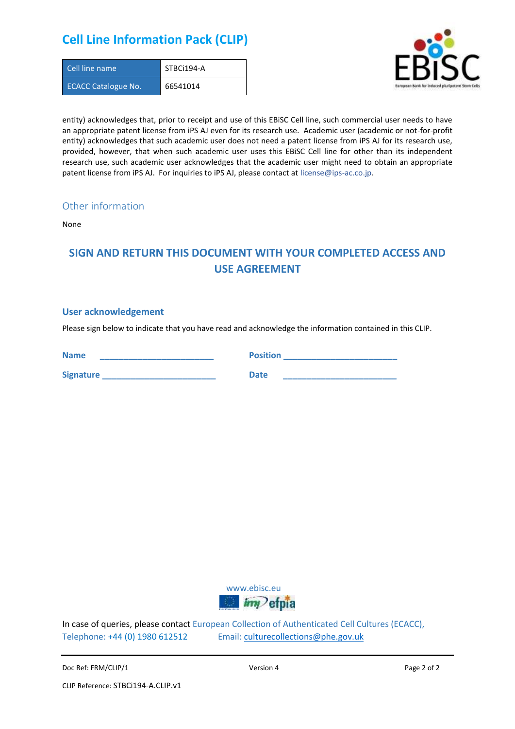# Cell Line Information Pack (CLIP)

| | |
|---|---|
| Cell line name | STBCi194-A |
| ECACC Catalogue No. | 66541014 |

entity) acknowledges that, prior to receipt and use of this EBiSC Cell line, such commercial user needs to have an appropriate patent license from iPS AJ even for its research use. Academic user (academic or not-for-profit entity) acknowledges that such academic user does not need a patent license from iPS AJ for its research use, provided, however, that when such academic user uses this EBiSC Cell line for other than its independent research use, such academic user acknowledges that the academic user might need to obtain an appropriate patent license from iPS AJ. For inquiries to iPS AJ, please contact at license@ips-ac.co.jp.

## Other information

None

## SIGN AND RETURN THIS DOCUMENT WITH YOUR COMPLETED ACCESS AND USE AGREEMENT

### User acknowledgement

Please sign below to indicate that you have read and acknowledge the information contained in this CLIP.

**Name** ________________________ **Position** ________________________

**Signature** ________________________ **Date** ________________________

www.ebisc.eu

In case of queries, please contact European Collection of Authenticated Cell Cultures (ECACC), Telephone: +44 (0) 1980 612512 Email: culturecollections@phe.gov.uk

Doc Ref: FRM/CLIP/1 Version 4

CLIP Reference: STBCi194-A.CLIP.v1